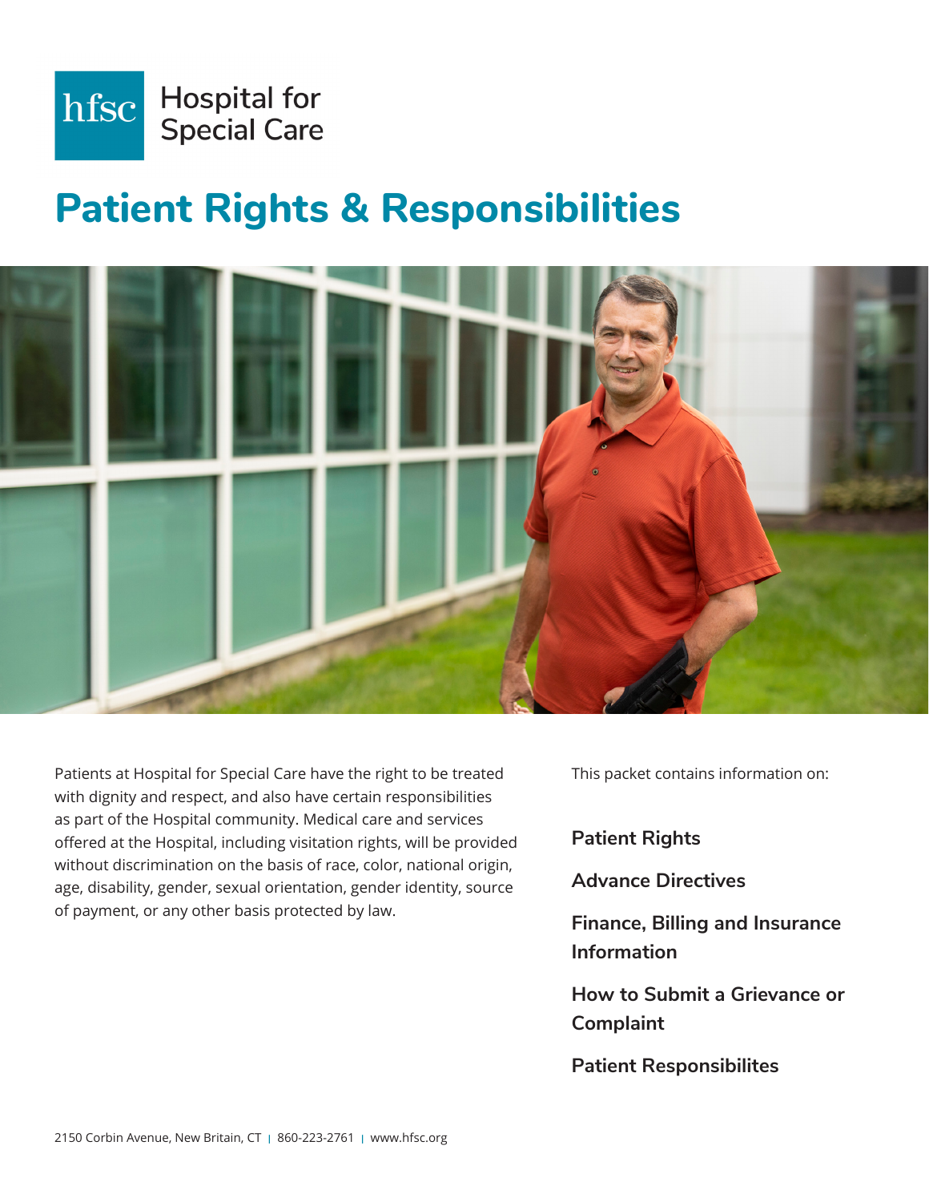Hospital for Special Care

# Patient Rights & Responsibilities

Patients at Hospital for Special Care have the right to be treated with dignity and respect, and also have certain responsibilities as part of the Hospital community. Medical care and services offered at the Hospital, including visitation rights, will be provided without discrimination on the basis of race, color, national origin, age, disability, gender, sexual orientation, gender identity, source of payment, or any other basis protected by law.

This packet contains information on:

**Patient Rights**

**Advance Directives**

**Finance, Billing and Insurance Information**

**How to Submit a Grievance or Complaint**

**Patient Responsibilites**

2150 Corbin Avenue, New Britain, CT | 860-223-2761 | www.hfsc.org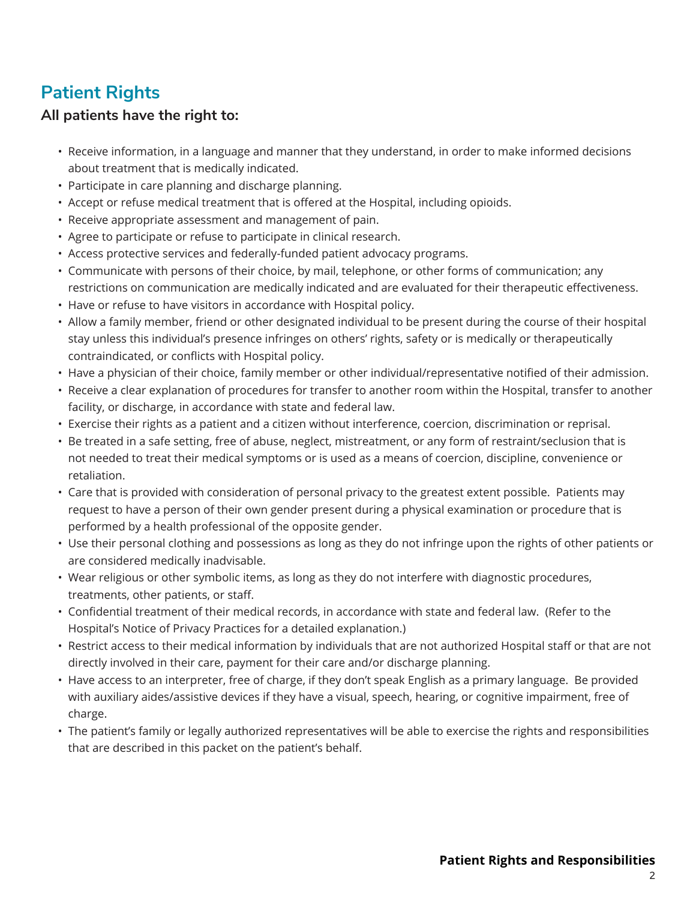## Patient Rights

**All patients have the right to:**

- Receive information, in a language and manner that they understand, in order to make informed decisions about treatment that is medically indicated.
- Participate in care planning and discharge planning.
- Accept or refuse medical treatment that is offered at the Hospital, including opioids.
- Receive appropriate assessment and management of pain.
- Agree to participate or refuse to participate in clinical research.
- Access protective services and federally-funded patient advocacy programs.
- Communicate with persons of their choice, by mail, telephone, or other forms of communication; any restrictions on communication are medically indicated and are evaluated for their therapeutic effectiveness.
- Have or refuse to have visitors in accordance with Hospital policy.
- Allow a family member, friend or other designated individual to be present during the course of their hospital stay unless this individual's presence infringes on others' rights, safety or is medically or therapeutically contraindicated, or conflicts with Hospital policy.
- Have a physician of their choice, family member or other individual/representative notified of their admission.
- Receive a clear explanation of procedures for transfer to another room within the Hospital, transfer to another facility, or discharge, in accordance with state and federal law.
- Exercise their rights as a patient and a citizen without interference, coercion, discrimination or reprisal.
- Be treated in a safe setting, free of abuse, neglect, mistreatment, or any form of restraint/seclusion that is not needed to treat their medical symptoms or is used as a means of coercion, discipline, convenience or retaliation.
- Care that is provided with consideration of personal privacy to the greatest extent possible. Patients may request to have a person of their own gender present during a physical examination or procedure that is performed by a health professional of the opposite gender.
- Use their personal clothing and possessions as long as they do not infringe upon the rights of other patients or are considered medically inadvisable.
- Wear religious or other symbolic items, as long as they do not interfere with diagnostic procedures, treatments, other patients, or staff.
- Confidential treatment of their medical records, in accordance with state and federal law. (Refer to the Hospital's Notice of Privacy Practices for a detailed explanation.)
- Restrict access to their medical information by individuals that are not authorized Hospital staff or that are not directly involved in their care, payment for their care and/or discharge planning.
- Have access to an interpreter, free of charge, if they don't speak English as a primary language. Be provided with auxiliary aides/assistive devices if they have a visual, speech, hearing, or cognitive impairment, free of charge.
- The patient's family or legally authorized representatives will be able to exercise the rights and responsibilities that are described in this packet on the patient's behalf.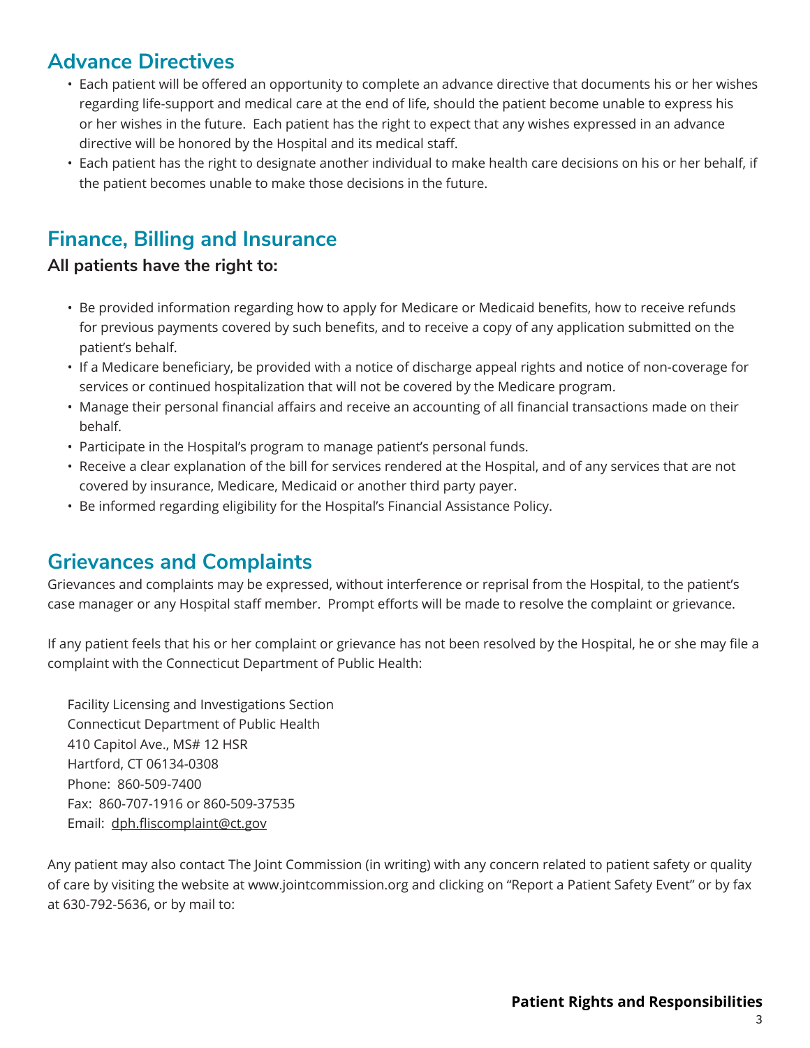## Advance Directives

- Each patient will be offered an opportunity to complete an advance directive that documents his or her wishes regarding life-support and medical care at the end of life, should the patient become unable to express his or her wishes in the future. Each patient has the right to expect that any wishes expressed in an advance directive will be honored by the Hospital and its medical staff.
- Each patient has the right to designate another individual to make health care decisions on his or her behalf, if the patient becomes unable to make those decisions in the future.

## Finance, Billing and Insurance

**All patients have the right to:**

- Be provided information regarding how to apply for Medicare or Medicaid benefits, how to receive refunds for previous payments covered by such benefits, and to receive a copy of any application submitted on the patient's behalf.
- If a Medicare beneficiary, be provided with a notice of discharge appeal rights and notice of non-coverage for services or continued hospitalization that will not be covered by the Medicare program.
- Manage their personal financial affairs and receive an accounting of all financial transactions made on their behalf.
- Participate in the Hospital's program to manage patient's personal funds.
- Receive a clear explanation of the bill for services rendered at the Hospital, and of any services that are not covered by insurance, Medicare, Medicaid or another third party payer.
- Be informed regarding eligibility for the Hospital's Financial Assistance Policy.

## Grievances and Complaints

Grievances and complaints may be expressed, without interference or reprisal from the Hospital, to the patient's case manager or any Hospital staff member. Prompt efforts will be made to resolve the complaint or grievance.

If any patient feels that his or her complaint or grievance has not been resolved by the Hospital, he or she may file a complaint with the Connecticut Department of Public Health:

Facility Licensing and Investigations Section
Connecticut Department of Public Health
410 Capitol Ave., MS# 12 HSR
Hartford, CT 06134-0308
Phone: 860-509-7400
Fax: 860-707-1916 or 860-509-37535
Email: dph.fliscomplaint@ct.gov

Any patient may also contact The Joint Commission (in writing) with any concern related to patient safety or quality of care by visiting the website at www.jointcommission.org and clicking on "Report a Patient Safety Event" or by fax at 630-792-5636, or by mail to: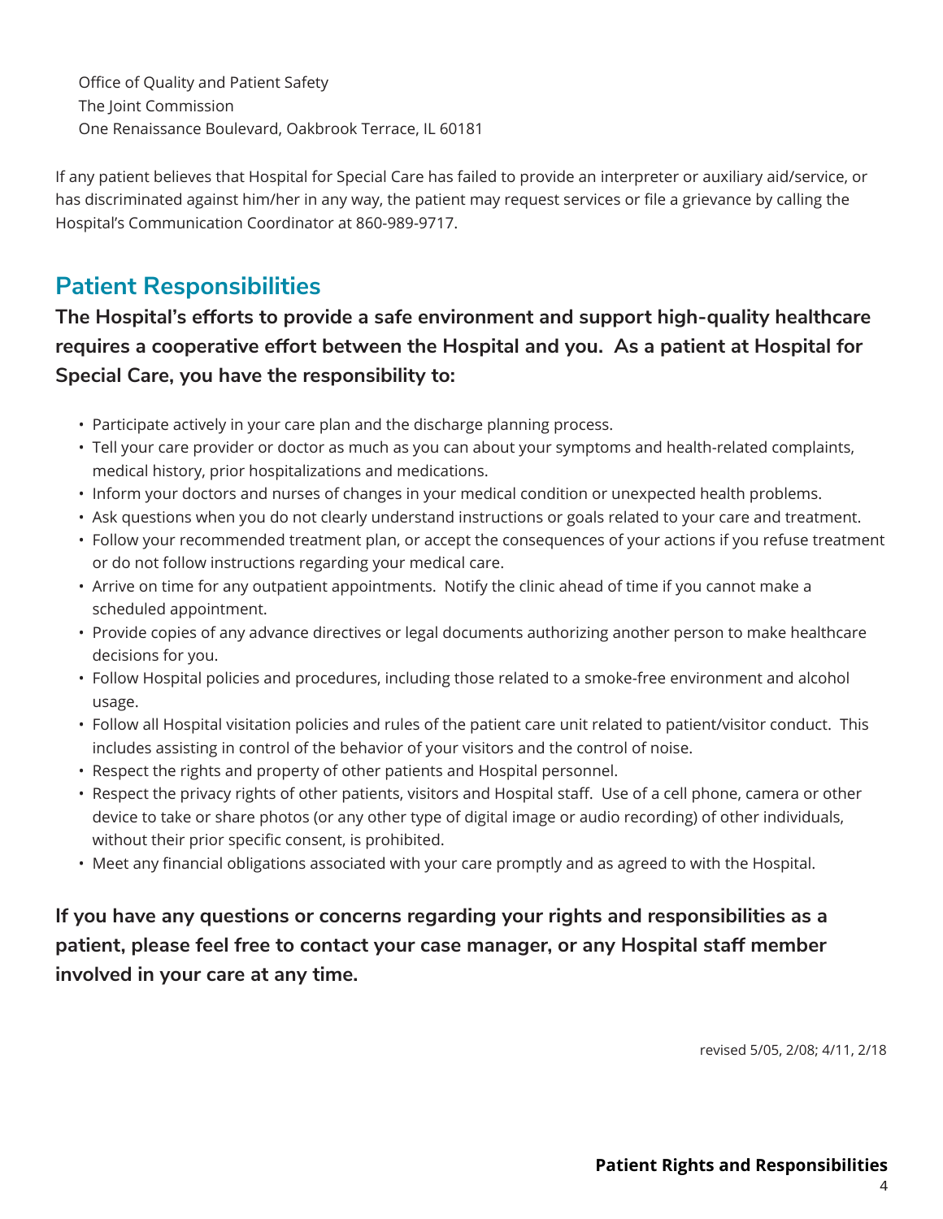Office of Quality and Patient Safety
The Joint Commission
One Renaissance Boulevard, Oakbrook Terrace, IL 60181

If any patient believes that Hospital for Special Care has failed to provide an interpreter or auxiliary aid/service, or has discriminated against him/her in any way, the patient may request services or file a grievance by calling the Hospital's Communication Coordinator at 860-989-9717.

## Patient Responsibilities

**The Hospital's efforts to provide a safe environment and support high-quality healthcare requires a cooperative effort between the Hospital and you. As a patient at Hospital for Special Care, you have the responsibility to:**

- Participate actively in your care plan and the discharge planning process.
- Tell your care provider or doctor as much as you can about your symptoms and health-related complaints, medical history, prior hospitalizations and medications.
- Inform your doctors and nurses of changes in your medical condition or unexpected health problems.
- Ask questions when you do not clearly understand instructions or goals related to your care and treatment.
- Follow your recommended treatment plan, or accept the consequences of your actions if you refuse treatment or do not follow instructions regarding your medical care.
- Arrive on time for any outpatient appointments. Notify the clinic ahead of time if you cannot make a scheduled appointment.
- Provide copies of any advance directives or legal documents authorizing another person to make healthcare decisions for you.
- Follow Hospital policies and procedures, including those related to a smoke-free environment and alcohol usage.
- Follow all Hospital visitation policies and rules of the patient care unit related to patient/visitor conduct. This includes assisting in control of the behavior of your visitors and the control of noise.
- Respect the rights and property of other patients and Hospital personnel.
- Respect the privacy rights of other patients, visitors and Hospital staff. Use of a cell phone, camera or other device to take or share photos (or any other type of digital image or audio recording) of other individuals, without their prior specific consent, is prohibited.
- Meet any financial obligations associated with your care promptly and as agreed to with the Hospital.

**If you have any questions or concerns regarding your rights and responsibilities as a patient, please feel free to contact your case manager, or any Hospital staff member involved in your care at any time.**

revised 5/05, 2/08; 4/11, 2/18